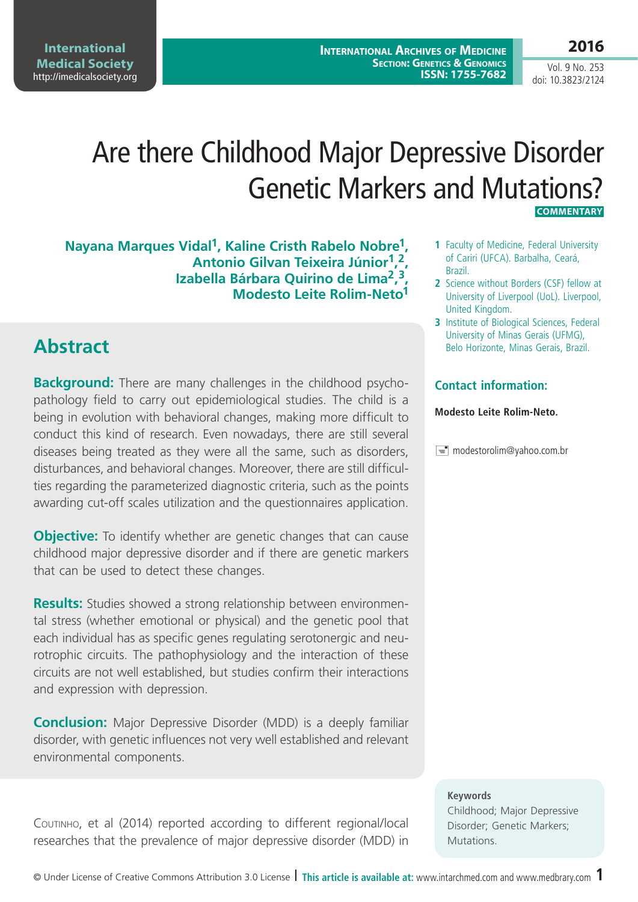# Are there Childhood Major Depressive Disorder Genetic Markers and Mutations?

**COMMENTARY**

**Nayana Marques Vidal[1], Kaline Cristh Rabelo Nobre[1], Antonio Gilvan Teixeira Júnior[1,2], Izabella Bárbara Quirino de Lima[2,3], Modesto Leite Rolim-Neto[1]**

1 Faculty of Medicine, Federal University of Cariri (UFCA). Barbalha, Ceará, Brazil.

2 Science without Borders (CSF) fellow at University of Liverpool (UoL). Liverpool, United Kingdom.

3 Institute of Biological Sciences, Federal University of Minas Gerais (UFMG), Belo Horizonte, Minas Gerais, Brazil.

### Contact information:

**Modesto Leite Rolim-Neto.**

modestorolim@yahoo.com.br

## Abstract

**Background:** There are many challenges in the childhood psychopathology field to carry out epidemiological studies. The child is a being in evolution with behavioral changes, making more difficult to conduct this kind of research. Even nowadays, there are still several diseases being treated as they were all the same, such as disorders, disturbances, and behavioral changes. Moreover, there are still difficulties regarding the parameterized diagnostic criteria, such as the points awarding cut-off scales utilization and the questionnaires application.

**Objective:** To identify whether are genetic changes that can cause childhood major depressive disorder and if there are genetic markers that can be used to detect these changes.

**Results:** Studies showed a strong relationship between environmental stress (whether emotional or physical) and the genetic pool that each individual has as specific genes regulating serotonergic and neurotrophic circuits. The pathophysiology and the interaction of these circuits are not well established, but studies confirm their interactions and expression with depression.

**Conclusion:** Major Depressive Disorder (MDD) is a deeply familiar disorder, with genetic influences not very well established and relevant environmental components.

**Keywords**

Childhood; Major Depressive Disorder; Genetic Markers; Mutations.

Coutinho, et al (2014) reported according to different regional/local researches that the prevalence of major depressive disorder (MDD) in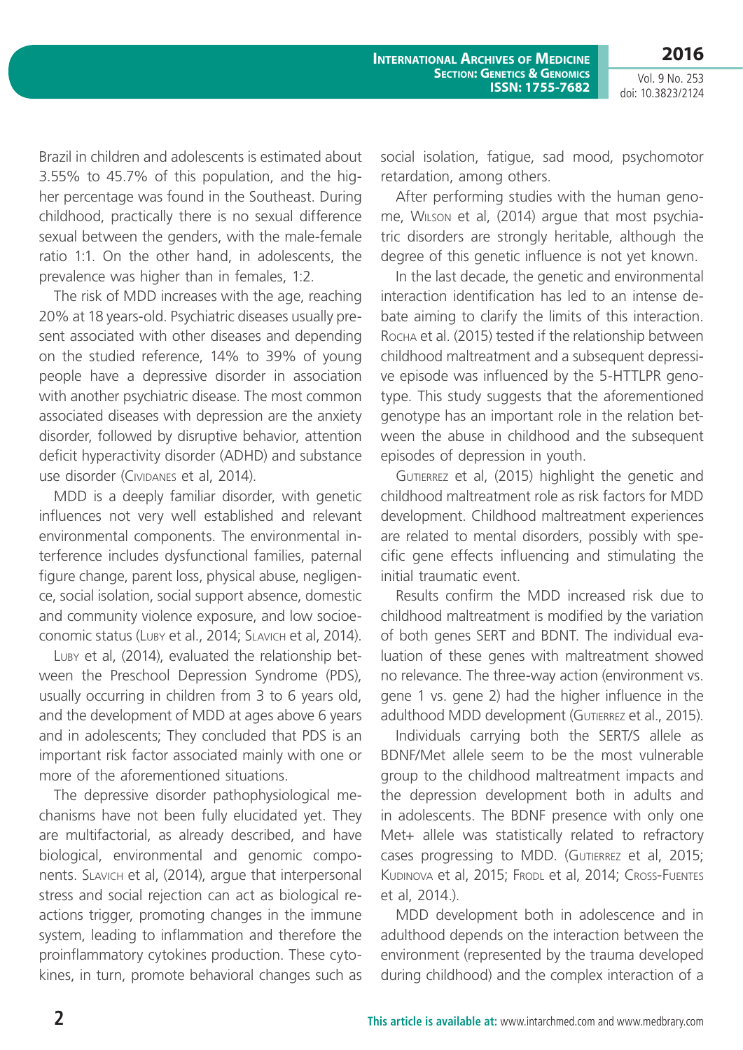Brazil in children and adolescents is estimated about 3.55% to 45.7% of this population, and the higher percentage was found in the Southeast. During childhood, practically there is no sexual difference sexual between the genders, with the male-female ratio 1:1. On the other hand, in adolescents, the prevalence was higher than in females, 1:2.

The risk of MDD increases with the age, reaching 20% at 18 years-old. Psychiatric diseases usually present associated with other diseases and depending on the studied reference, 14% to 39% of young people have a depressive disorder in association with another psychiatric disease. The most common associated diseases with depression are the anxiety disorder, followed by disruptive behavior, attention deficit hyperactivity disorder (ADHD) and substance use disorder (Cividanes et al, 2014).

MDD is a deeply familiar disorder, with genetic influences not very well established and relevant environmental components. The environmental interference includes dysfunctional families, paternal figure change, parent loss, physical abuse, negligence, social isolation, social support absence, domestic and community violence exposure, and low socioeconomic status (Luby et al., 2014; Slavich et al, 2014).

Luby et al, (2014), evaluated the relationship between the Preschool Depression Syndrome (PDS), usually occurring in children from 3 to 6 years old, and the development of MDD at ages above 6 years and in adolescents; They concluded that PDS is an important risk factor associated mainly with one or more of the aforementioned situations.

The depressive disorder pathophysiological mechanisms have not been fully elucidated yet. They are multifactorial, as already described, and have biological, environmental and genomic components. Slavich et al, (2014), argue that interpersonal stress and social rejection can act as biological reactions trigger, promoting changes in the immune system, leading to inflammation and therefore the proinflammatory cytokines production. These cytokines, in turn, promote behavioral changes such as social isolation, fatigue, sad mood, psychomotor retardation, among others.

After performing studies with the human genome, Wilson et al, (2014) argue that most psychiatric disorders are strongly heritable, although the degree of this genetic influence is not yet known.

In the last decade, the genetic and environmental interaction identification has led to an intense debate aiming to clarify the limits of this interaction. Rocha et al. (2015) tested if the relationship between childhood maltreatment and a subsequent depressive episode was influenced by the 5-HTTLPR genotype. This study suggests that the aforementioned genotype has an important role in the relation between the abuse in childhood and the subsequent episodes of depression in youth.

Gutierrez et al, (2015) highlight the genetic and childhood maltreatment role as risk factors for MDD development. Childhood maltreatment experiences are related to mental disorders, possibly with specific gene effects influencing and stimulating the initial traumatic event.

Results confirm the MDD increased risk due to childhood maltreatment is modified by the variation of both genes SERT and BDNT. The individual evaluation of these genes with maltreatment showed no relevance. The three-way action (environment vs. gene 1 vs. gene 2) had the higher influence in the adulthood MDD development (Gutierrez et al., 2015).

Individuals carrying both the SERT/S allele as BDNF/Met allele seem to be the most vulnerable group to the childhood maltreatment impacts and the depression development both in adults and in adolescents. The BDNF presence with only one Met+ allele was statistically related to refractory cases progressing to MDD. (Gutierrez et al, 2015; Kudinova et al, 2015; Frodl et al, 2014; Cross-Fuentes et al, 2014.).

MDD development both in adolescence and in adulthood depends on the interaction between the environment (represented by the trauma developed during childhood) and the complex interaction of a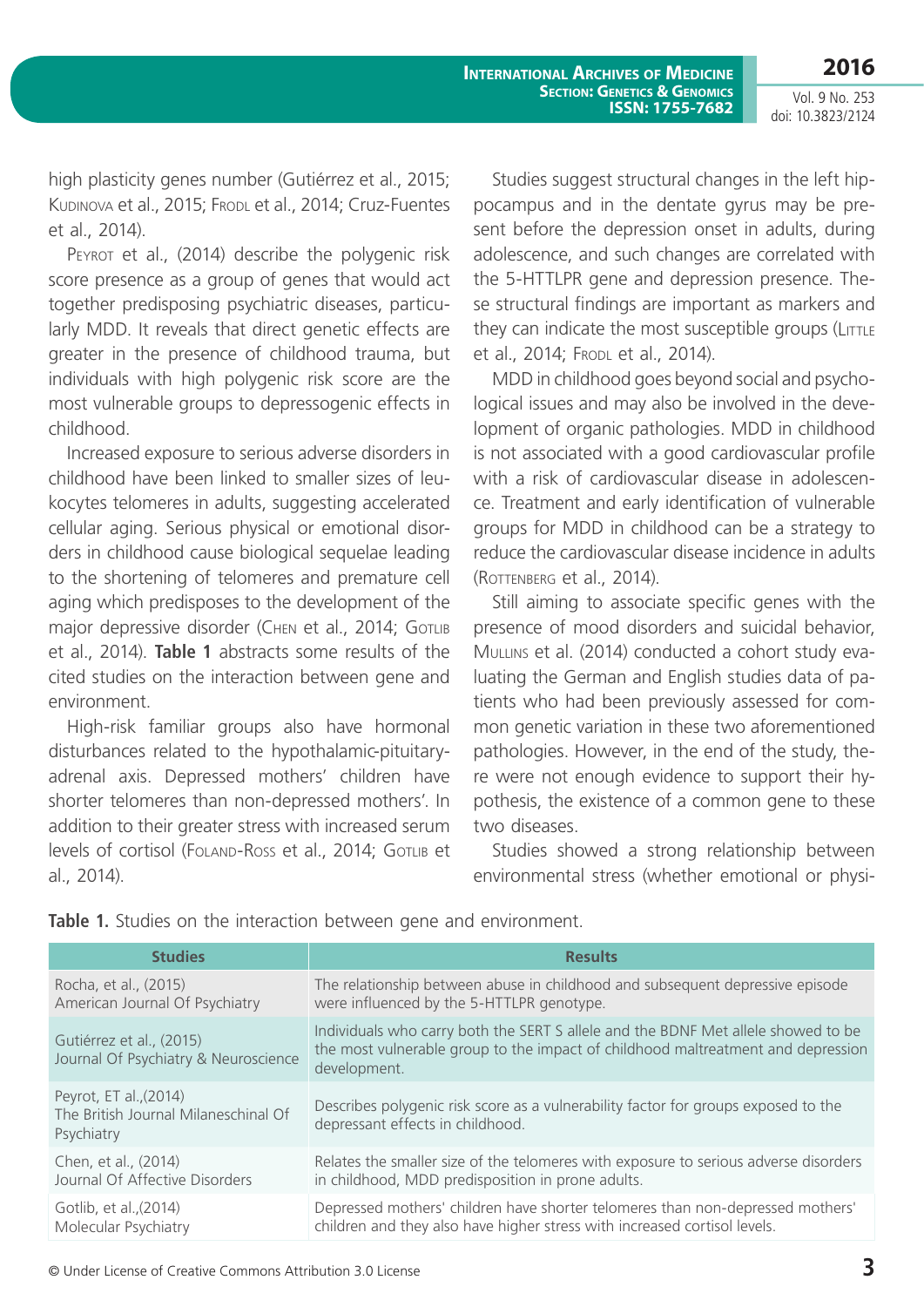high plasticity genes number (Gutiérrez et al., 2015; Kudinova et al., 2015; Frodl et al., 2014; Cruz-Fuentes et al., 2014).

Peyrot et al., (2014) describe the polygenic risk score presence as a group of genes that would act together predisposing psychiatric diseases, particularly MDD. It reveals that direct genetic effects are greater in the presence of childhood trauma, but individuals with high polygenic risk score are the most vulnerable groups to depressogenic effects in childhood.

Increased exposure to serious adverse disorders in childhood have been linked to smaller sizes of leukocytes telomeres in adults, suggesting accelerated cellular aging. Serious physical or emotional disorders in childhood cause biological sequelae leading to the shortening of telomeres and premature cell aging which predisposes to the development of the major depressive disorder (Chen et al., 2014; Gotlib et al., 2014). **Table 1** abstracts some results of the cited studies on the interaction between gene and environment.

High-risk familiar groups also have hormonal disturbances related to the hypothalamic-pituitary-adrenal axis. Depressed mothers' children have shorter telomeres than non-depressed mothers'. In addition to their greater stress with increased serum levels of cortisol (Foland-Ross et al., 2014; Gotlib et al., 2014).

Studies suggest structural changes in the left hippocampus and in the dentate gyrus may be present before the depression onset in adults, during adolescence, and such changes are correlated with the 5-HTTLPR gene and depression presence. These structural findings are important as markers and they can indicate the most susceptible groups (Little et al., 2014; Frodl et al., 2014).

MDD in childhood goes beyond social and psychological issues and may also be involved in the development of organic pathologies. MDD in childhood is not associated with a good cardiovascular profile with a risk of cardiovascular disease in adolescence. Treatment and early identification of vulnerable groups for MDD in childhood can be a strategy to reduce the cardiovascular disease incidence in adults (Rottenberg et al., 2014).

Still aiming to associate specific genes with the presence of mood disorders and suicidal behavior, Mullins et al. (2014) conducted a cohort study evaluating the German and English studies data of patients who had been previously assessed for common genetic variation in these two aforementioned pathologies. However, in the end of the study, there were not enough evidence to support their hypothesis, the existence of a common gene to these two diseases.

Studies showed a strong relationship between environmental stress (whether emotional or physi-

**Table 1.** Studies on the interaction between gene and environment.

| Studies | Results |
|---|---|
| Rocha, et al., (2015) American Journal Of Psychiatry | The relationship between abuse in childhood and subsequent depressive episode were influenced by the 5-HTTLPR genotype. |
| Gutiérrez et al., (2015) Journal Of Psychiatry & Neuroscience | Individuals who carry both the SERT S allele and the BDNF Met allele showed to be the most vulnerable group to the impact of childhood maltreatment and depression development. |
| Peyrot, ET al.,(2014) The British Journal Milaneschinal Of Psychiatry | Describes polygenic risk score as a vulnerability factor for groups exposed to the depressant effects in childhood. |
| Chen, et al., (2014) Journal Of Affective Disorders | Relates the smaller size of the telomeres with exposure to serious adverse disorders in childhood, MDD predisposition in prone adults. |
| Gotlib, et al.,(2014) Molecular Psychiatry | Depressed mothers' children have shorter telomeres than non-depressed mothers' children and they also have higher stress with increased cortisol levels. |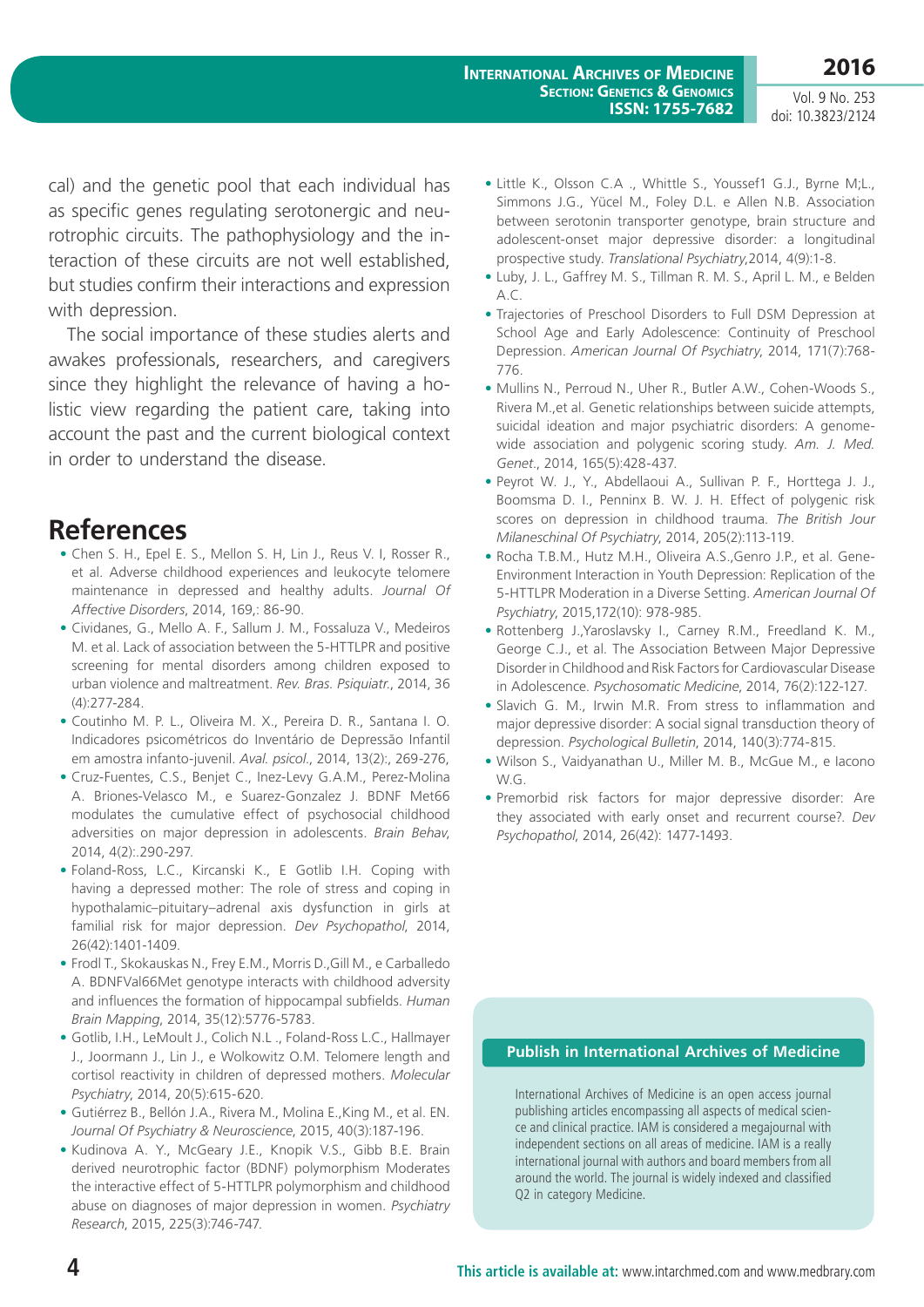cal) and the genetic pool that each individual has as specific genes regulating serotonergic and neurotrophic circuits. The pathophysiology and the interaction of these circuits are not well established, but studies confirm their interactions and expression with depression.

The social importance of these studies alerts and awakes professionals, researchers, and caregivers since they highlight the relevance of having a holistic view regarding the patient care, taking into account the past and the current biological context in order to understand the disease.

# References

- Chen S. H., Epel E. S., Mellon S. H, Lin J., Reus V. I, Rosser R., et al. Adverse childhood experiences and leukocyte telomere maintenance in depressed and healthy adults. *Journal Of Affective Disorders*, 2014, 169,: 86-90.
- Cividanes, G., Mello A. F., Sallum J. M., Fossaluza V., Medeiros M. et al. Lack of association between the 5-HTTLPR and positive screening for mental disorders among children exposed to urban violence and maltreatment. *Rev. Bras. Psiquiatr.*, 2014, 36 (4):277-284.
- Coutinho M. P. L., Oliveira M. X., Pereira D. R., Santana I. O. Indicadores psicométricos do Inventário de Depressão Infantil em amostra infanto-juvenil. *Aval. psicol.*, 2014, 13(2):, 269-276,
- Cruz-Fuentes, C.S., Benjet C., Inez-Levy G.A.M., Perez-Molina A. Briones-Velasco M., e Suarez-Gonzalez J. BDNF Met66 modulates the cumulative effect of psychosocial childhood adversities on major depression in adolescents. *Brain Behav*, 2014, 4(2):.290-297.
- Foland-Ross, L.C., Kircanski K., E Gotlib I.H. Coping with having a depressed mother: The role of stress and coping in hypothalamic–pituitary–adrenal axis dysfunction in girls at familial risk for major depression. *Dev Psychopathol*, 2014, 26(42):1401-1409.
- Frodl T., Skokauskas N., Frey E.M., Morris D.,Gill M., e Carballedo A. BDNFVal66Met genotype interacts with childhood adversity and influences the formation of hippocampal subfields. *Human Brain Mapping*, 2014, 35(12):5776-5783.
- Gotlib, I.H., LeMoult J., Colich N.L ., Foland-Ross L.C., Hallmayer J., Joormann J., Lin J., e Wolkowitz O.M. Telomere length and cortisol reactivity in children of depressed mothers. *Molecular Psychiatry*, 2014, 20(5):615-620.
- Gutiérrez B., Bellón J.A., Rivera M., Molina E.,King M., et al. EN. *Journal Of Psychiatry & Neuroscience*, 2015, 40(3):187-196.
- Kudinova A. Y., McGeary J.E., Knopik V.S., Gibb B.E. Brain derived neurotrophic factor (BDNF) polymorphism Moderates the interactive effect of 5-HTTLPR polymorphism and childhood abuse on diagnoses of major depression in women. *Psychiatry Research*, 2015, 225(3):746-747.
- Little K., Olsson C.A ., Whittle S., Youssef1 G.J., Byrne M;L., Simmons J.G., Yücel M., Foley D.L. e Allen N.B. Association between serotonin transporter genotype, brain structure and adolescent-onset major depressive disorder: a longitudinal prospective study. *Translational Psychiatry*,2014, 4(9):1-8.
- Luby, J. L., Gaffrey M. S., Tillman R. M. S., April L. M., e Belden A.C.
- Trajectories of Preschool Disorders to Full DSM Depression at School Age and Early Adolescence: Continuity of Preschool Depression. *American Journal Of Psychiatry*, 2014, 171(7):768-776.
- Mullins N., Perroud N., Uher R., Butler A.W., Cohen-Woods S., Rivera M.,et al. Genetic relationships between suicide attempts, suicidal ideation and major psychiatric disorders: A genome-wide association and polygenic scoring study. *Am. J. Med. Genet.*, 2014, 165(5):428-437.
- Peyrot W. J., Y., Abdellaoui A., Sullivan P. F., Horttega J. J., Boomsma D. I., Penninx B. W. J. H. Effect of polygenic risk scores on depression in childhood trauma. *The British Jour Milaneschinal Of Psychiatry*, 2014, 205(2):113-119.
- Rocha T.B.M., Hutz M.H., Oliveira A.S.,Genro J.P., et al. Gene-Environment Interaction in Youth Depression: Replication of the 5-HTTLPR Moderation in a Diverse Setting. *American Journal Of Psychiatry*, 2015,172(10): 978-985.
- Rottenberg J.,Yaroslavsky I., Carney R.M., Freedland K. M., George C.J., et al. The Association Between Major Depressive Disorder in Childhood and Risk Factors for Cardiovascular Disease in Adolescence. *Psychosomatic Medicine*, 2014, 76(2):122-127.
- Slavich G. M., Irwin M.R. From stress to inflammation and major depressive disorder: A social signal transduction theory of depression. *Psychological Bulletin*, 2014, 140(3):774-815.
- Wilson S., Vaidyanathan U., Miller M. B., McGue M., e Iacono W.G.
- Premorbid risk factors for major depressive disorder: Are they associated with early onset and recurrent course?. *Dev Psychopathol*, 2014, 26(42): 1477-1493.

**Publish in International Archives of Medicine**

International Archives of Medicine is an open access journal publishing articles encompassing all aspects of medical science and clinical practice. IAM is considered a megajournal with independent sections on all areas of medicine. IAM is a really international journal with authors and board members from all around the world. The journal is widely indexed and classified Q2 in category Medicine.